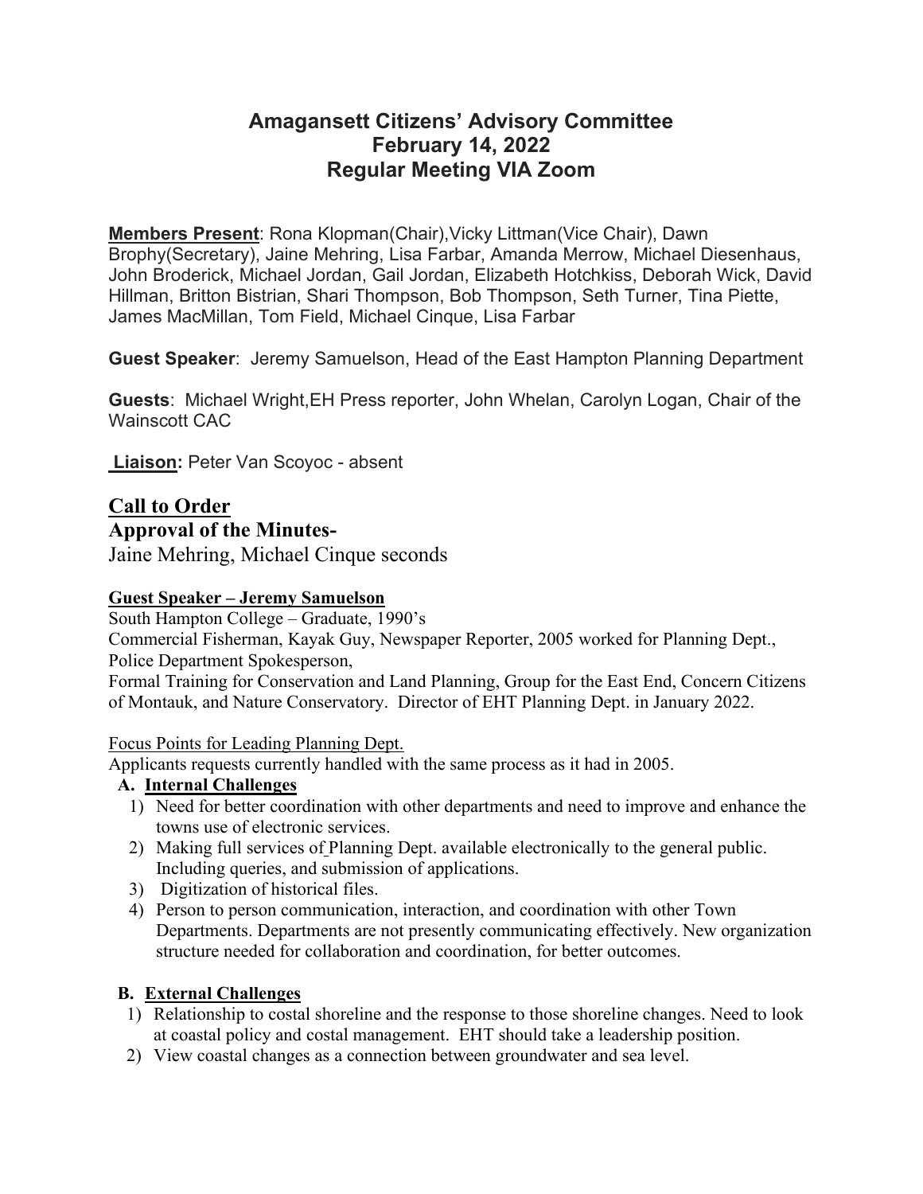# Amagansett Citizens' Advisory Committee
# February 14, 2022
# Regular Meeting VIA Zoom

**Members Present**: Rona Klopman(Chair),Vicky Littman(Vice Chair), Dawn Brophy(Secretary), Jaine Mehring, Lisa Farbar, Amanda Merrow, Michael Diesenhaus, John Broderick, Michael Jordan, Gail Jordan, Elizabeth Hotchkiss, Deborah Wick, David Hillman, Britton Bistrian, Shari Thompson, Bob Thompson, Seth Turner, Tina Piette, James MacMillan, Tom Field, Michael Cinque, Lisa Farbar

**Guest Speaker**: Jeremy Samuelson, Head of the East Hampton Planning Department

**Guests**: Michael Wright,EH Press reporter, John Whelan, Carolyn Logan, Chair of the Wainscott CAC

**Liaison:** Peter Van Scoyoc - absent

## Call to Order

### Approval of the Minutes-

Jaine Mehring, Michael Cinque seconds

**Guest Speaker – Jeremy Samuelson**

South Hampton College – Graduate, 1990's

Commercial Fisherman, Kayak Guy, Newspaper Reporter, 2005 worked for Planning Dept., Police Department Spokesperson,

Formal Training for Conservation and Land Planning, Group for the East End, Concern Citizens of Montauk, and Nature Conservatory. Director of EHT Planning Dept. in January 2022.

Focus Points for Leading Planning Dept.

Applicants requests currently handled with the same process as it had in 2005.

**A. Internal Challenges**

1) Need for better coordination with other departments and need to improve and enhance the towns use of electronic services.
2) Making full services of Planning Dept. available electronically to the general public. Including queries, and submission of applications.
3) Digitization of historical files.
4) Person to person communication, interaction, and coordination with other Town Departments. Departments are not presently communicating effectively. New organization structure needed for collaboration and coordination, for better outcomes.

**B. External Challenges**

1) Relationship to costal shoreline and the response to those shoreline changes. Need to look at coastal policy and costal management. EHT should take a leadership position.
2) View coastal changes as a connection between groundwater and sea level.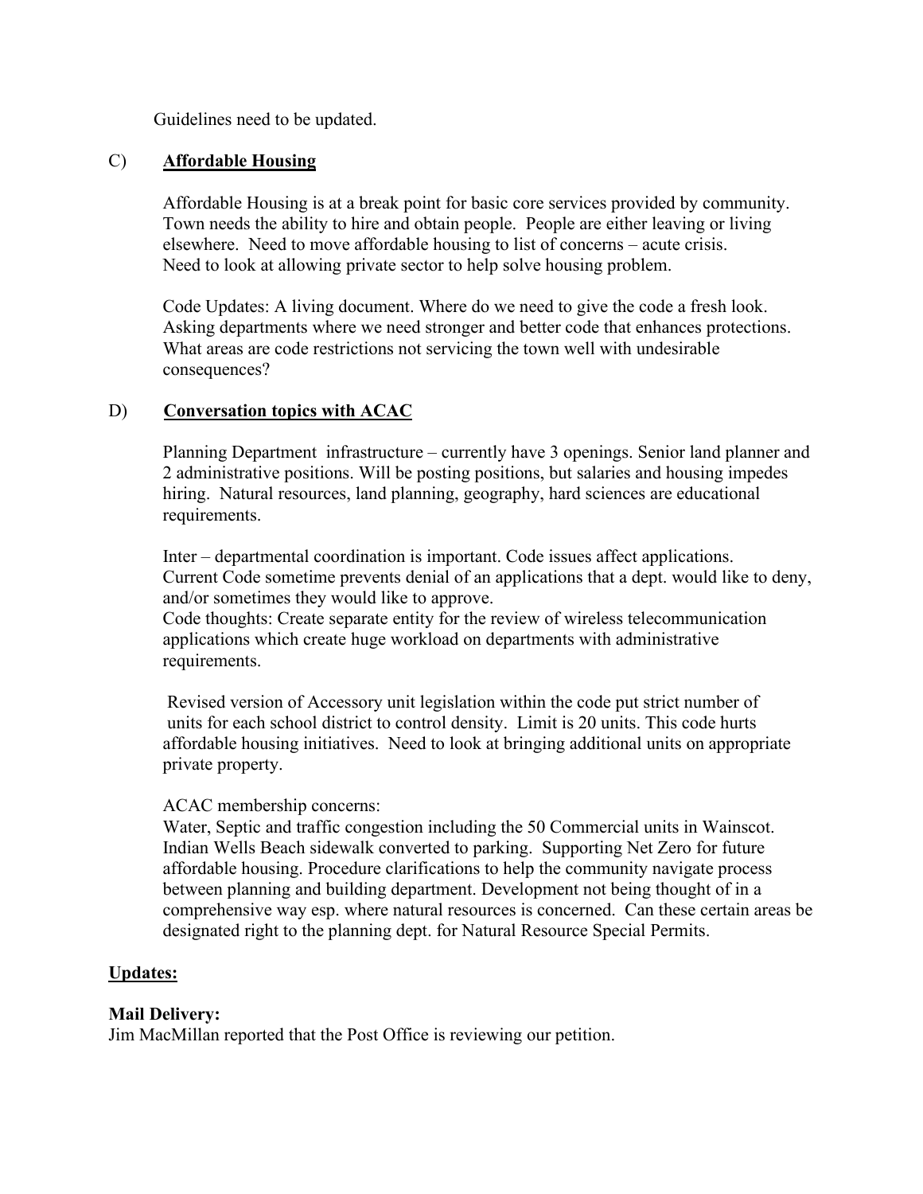Guidelines need to be updated.

C) **Affordable Housing**

Affordable Housing is at a break point for basic core services provided by community. Town needs the ability to hire and obtain people. People are either leaving or living elsewhere. Need to move affordable housing to list of concerns – acute crisis. Need to look at allowing private sector to help solve housing problem.

Code Updates: A living document. Where do we need to give the code a fresh look. Asking departments where we need stronger and better code that enhances protections. What areas are code restrictions not servicing the town well with undesirable consequences?

D) **Conversation topics with ACAC**

Planning Department infrastructure – currently have 3 openings. Senior land planner and 2 administrative positions. Will be posting positions, but salaries and housing impedes hiring. Natural resources, land planning, geography, hard sciences are educational requirements.

Inter – departmental coordination is important. Code issues affect applications. Current Code sometime prevents denial of an applications that a dept. would like to deny, and/or sometimes they would like to approve.
Code thoughts: Create separate entity for the review of wireless telecommunication applications which create huge workload on departments with administrative requirements.

Revised version of Accessory unit legislation within the code put strict number of units for each school district to control density. Limit is 20 units. This code hurts affordable housing initiatives. Need to look at bringing additional units on appropriate private property.

ACAC membership concerns:
Water, Septic and traffic congestion including the 50 Commercial units in Wainscot. Indian Wells Beach sidewalk converted to parking. Supporting Net Zero for future affordable housing. Procedure clarifications to help the community navigate process between planning and building department. Development not being thought of in a comprehensive way esp. where natural resources is concerned. Can these certain areas be designated right to the planning dept. for Natural Resource Special Permits.

**Updates:**

**Mail Delivery:**
Jim MacMillan reported that the Post Office is reviewing our petition.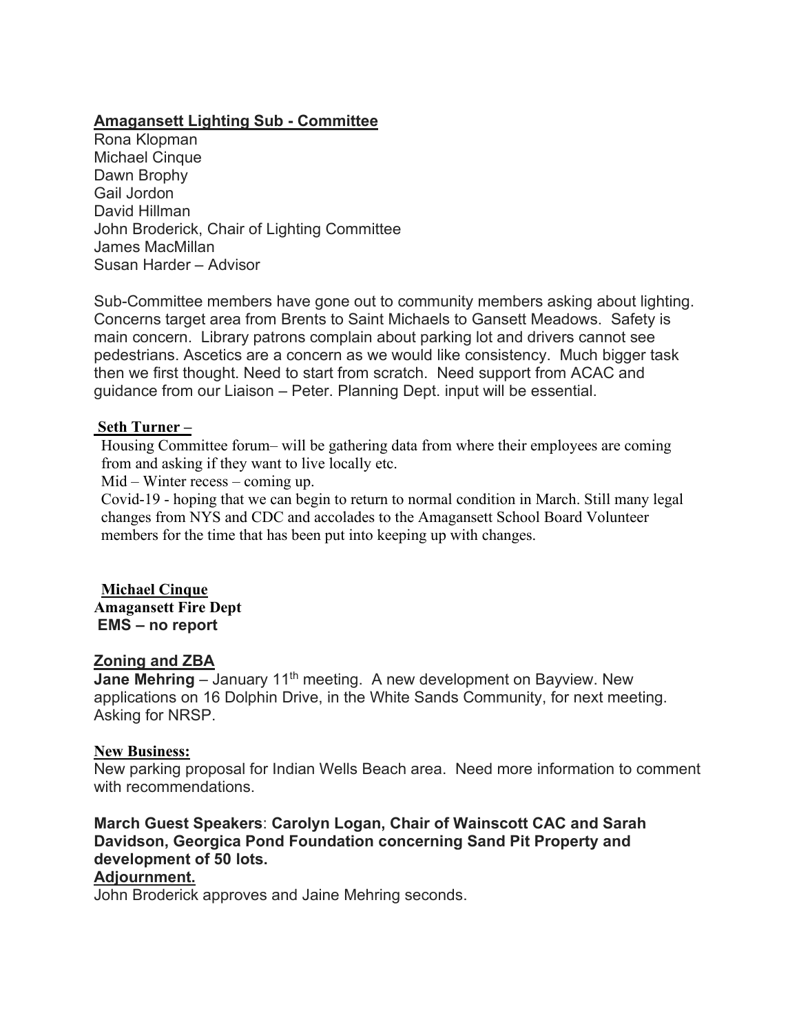**Amagansett Lighting Sub - Committee**

Rona Klopman
Michael Cinque
Dawn Brophy
Gail Jordon
David Hillman
John Broderick, Chair of Lighting Committee
James MacMillan
Susan Harder – Advisor

Sub-Committee members have gone out to community members asking about lighting. Concerns target area from Brents to Saint Michaels to Gansett Meadows. Safety is main concern. Library patrons complain about parking lot and drivers cannot see pedestrians. Ascetics are a concern as we would like consistency. Much bigger task then we first thought. Need to start from scratch. Need support from ACAC and guidance from our Liaison – Peter. Planning Dept. input will be essential.

**Seth Turner –**

Housing Committee forum– will be gathering data from where their employees are coming from and asking if they want to live locally etc.

Mid – Winter recess – coming up.

Covid-19 - hoping that we can begin to return to normal condition in March. Still many legal changes from NYS and CDC and accolades to the Amagansett School Board Volunteer members for the time that has been put into keeping up with changes.

**Michael Cinque**
**Amagansett Fire Dept**
**EMS – no report**

**Zoning and ZBA**

**Jane Mehring** – January 11th meeting. A new development on Bayview. New applications on 16 Dolphin Drive, in the White Sands Community, for next meeting. Asking for NRSP.

**New Business:**

New parking proposal for Indian Wells Beach area. Need more information to comment with recommendations.

**March Guest Speakers**: **Carolyn Logan, Chair of Wainscott CAC and Sarah Davidson, Georgica Pond Foundation concerning Sand Pit Property and development of 50 lots.**

**Adjournment.**

John Broderick approves and Jaine Mehring seconds.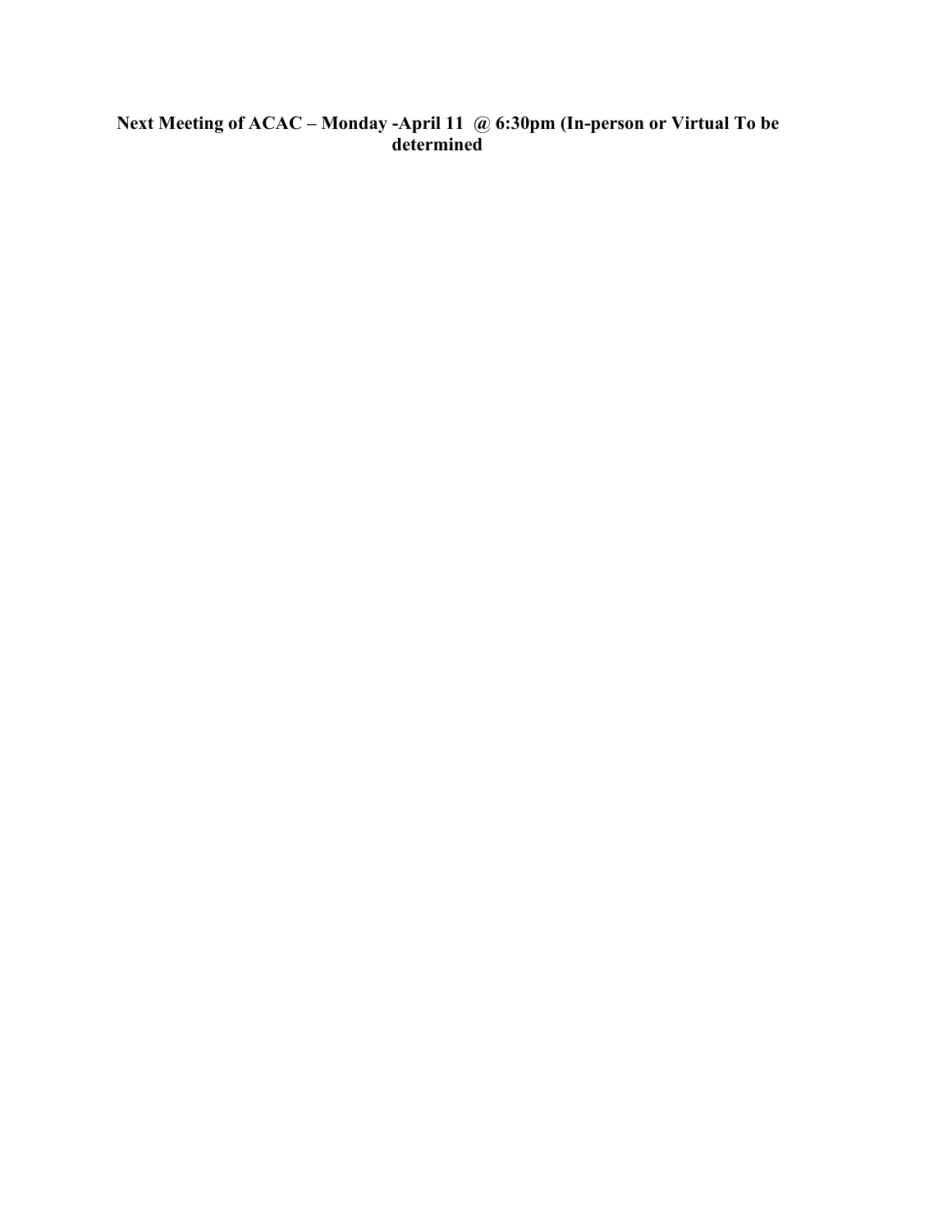**Next Meeting of ACAC – Monday -April 11 @ 6:30pm (In-person or Virtual To be determined**